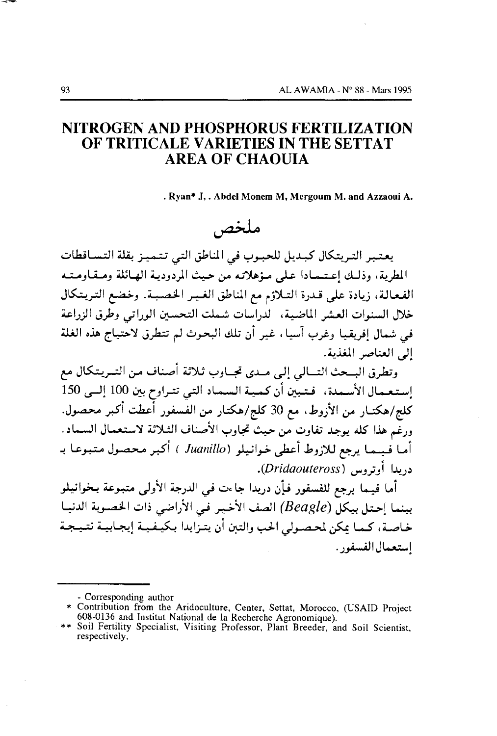# NITROGEN AND PHOSPHORUS FERTILIZATION OF TRITICALE VARIETIES IN THE SETTAT AREA OF CHAOUIA

. Ryan* J, . Abdel Monem M, Mergoum M. and Azzaoui A.

## ملخص

يعتبر التريتكال كبديل للحبوب في المناطق التي تتميز بقلة التساقطات المطرية، وذلك إعتمادا على مؤهلاته من حيث المردودية الهائلة ومقاومته الفعالة، زيادة على قدرة التلاؤم مع المناطق الغير الخصبة. وخضع التريتكال خلال السنوات العشر الماضية، لدراسات شملت التحسين الوراثي وطرق الزراعة في شمال إفريقيا وغرب آسيا، غير أن تلك البحوث لم تتطرق لاحتياج هذه الغلة إلى العناصر المغذية.

وتطرق البحث التالي إلى مدى تجاوب ثلاثة أصناف من التريتكال مع إستعمال الأسمدة، فتبين أن كمية السماد التي تتراوح بين 100 إلى 150 كلغ/هكتار من الأزوط، مع 30 كلغ/هكتار من الفسفور أعطت أكبر محصول. ورغم هذا كله يوجد تفاوت من حيث تجاوب الأصناف الثلاثة لاستعمال السماد. أما فيما يرجع للازوط أعطى خوانيلو (*Juanillo*) أكبر محصول متبوعا بـ دريدا أوتروس (*Dridaouteross*).

أما فيما يرجع للفسفور فإن دريدا جاءت في الدرجة الأولى متبوعة بخوانيلو بينما إحتل بيكل (*Beagle*) الصف الأخير في الأراضي ذات الخصوبة الدنيا خاصة، كما يمكن لمحصولي الحب والتبن أن يتزايدا بكيفية إيجابية نتيجة إستعمال الفسفور.

---

- Corresponding author

\* Contribution from the Aridoculture, Center, Settat, Morocco, (USAID Project 608-0136 and Institut National de la Recherche Agronomique).

\*\* Soil Fertility Specialist, Visiting Professor, Plant Breeder, and Soil Scientist, respectively.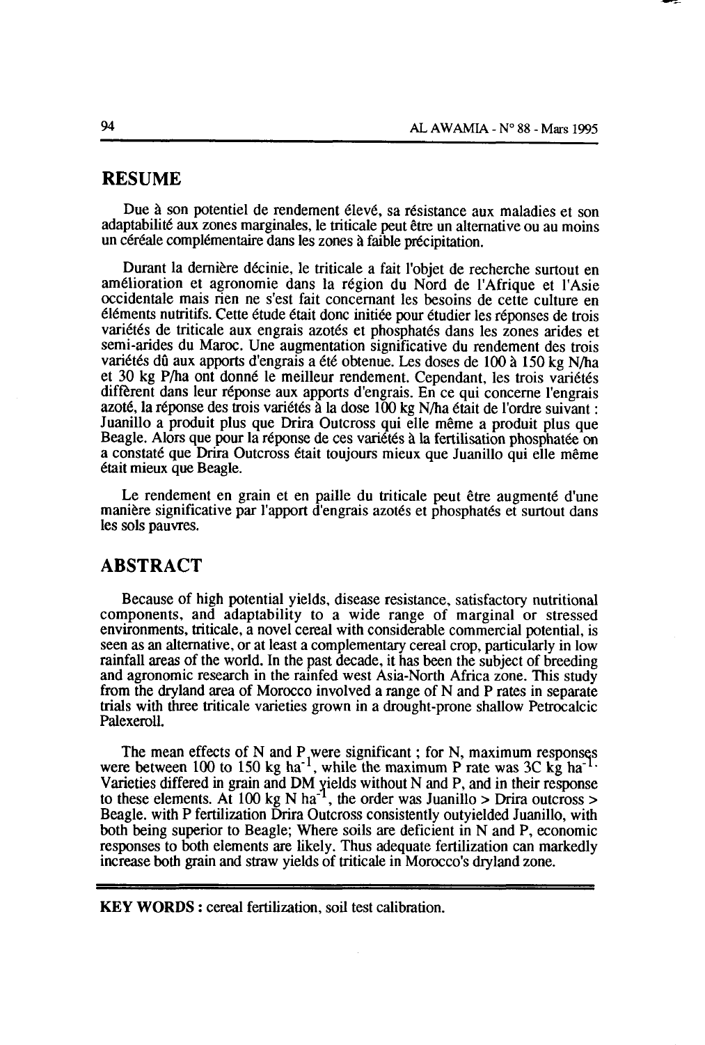## RESUME

Due à son potentiel de rendement élevé, sa résistance aux maladies et son adaptabilité aux zones marginales, le triticale peut être un alternative ou au moins un céréale complémentaire dans les zones à faible précipitation.

Durant la dernière décinie, le triticale a fait l'objet de recherche surtout en amélioration et agronomie dans la région du Nord de l'Afrique et l'Asie occidentale mais rien ne s'est fait concernant les besoins de cette culture en éléments nutritifs. Cette étude était donc initiée pour étudier les réponses de trois variétés de triticale aux engrais azotés et phosphatés dans les zones arides et semi-arides du Maroc. Une augmentation significative du rendement des trois variétés dû aux apports d'engrais a été obtenue. Les doses de 100 à 150 kg N/ha et 30 kg P/ha ont donné le meilleur rendement. Cependant, les trois variétés diffèrent dans leur réponse aux apports d'engrais. En ce qui concerne l'engrais azoté, la réponse des trois variétés à la dose 100 kg N/ha était de l'ordre suivant : Juanillo a produit plus que Drira Outcross qui elle même a produit plus que Beagle. Alors que pour la réponse de ces variétés à la fertilisation phosphatée on a constaté que Drira Outcross était toujours mieux que Juanillo qui elle même était mieux que Beagle.

Le rendement en grain et en paille du triticale peut être augmenté d'une manière significative par l'apport d'engrais azotés et phosphatés et surtout dans les sols pauvres.

## ABSTRACT

Because of high potential yields, disease resistance, satisfactory nutritional components, and adaptability to a wide range of marginal or stressed environments, triticale, a novel cereal with considerable commercial potential, is seen as an alternative, or at least a complementary cereal crop, particularly in low rainfall areas of the world. In the past decade, it has been the subject of breeding and agronomic research in the rainfed west Asia-North Africa zone. This study from the dryland area of Morocco involved a range of N and P rates in separate trials with three triticale varieties grown in a drought-prone shallow Petrocalcic Palexeroll.

The mean effects of N and P were significant ; for N, maximum responses were between 100 to 150 kg $ha^{-1}$, while the maximum P rate was 3C kg $ha^{-1}$. Varieties differed in grain and DM yields without N and P, and in their response to these elements. At 100 kg N $ha^{-1}$, the order was Juanillo > Drira outcross > Beagle. with P fertilization Drira Outcross consistently outyielded Juanillo, with both being superior to Beagle; Where soils are deficient in N and P, economic responses to both elements are likely. Thus adequate fertilization can markedly increase both grain and straw yields of triticale in Morocco's dryland zone.

---

**KEY WORDS :** cereal fertilization, soil test calibration.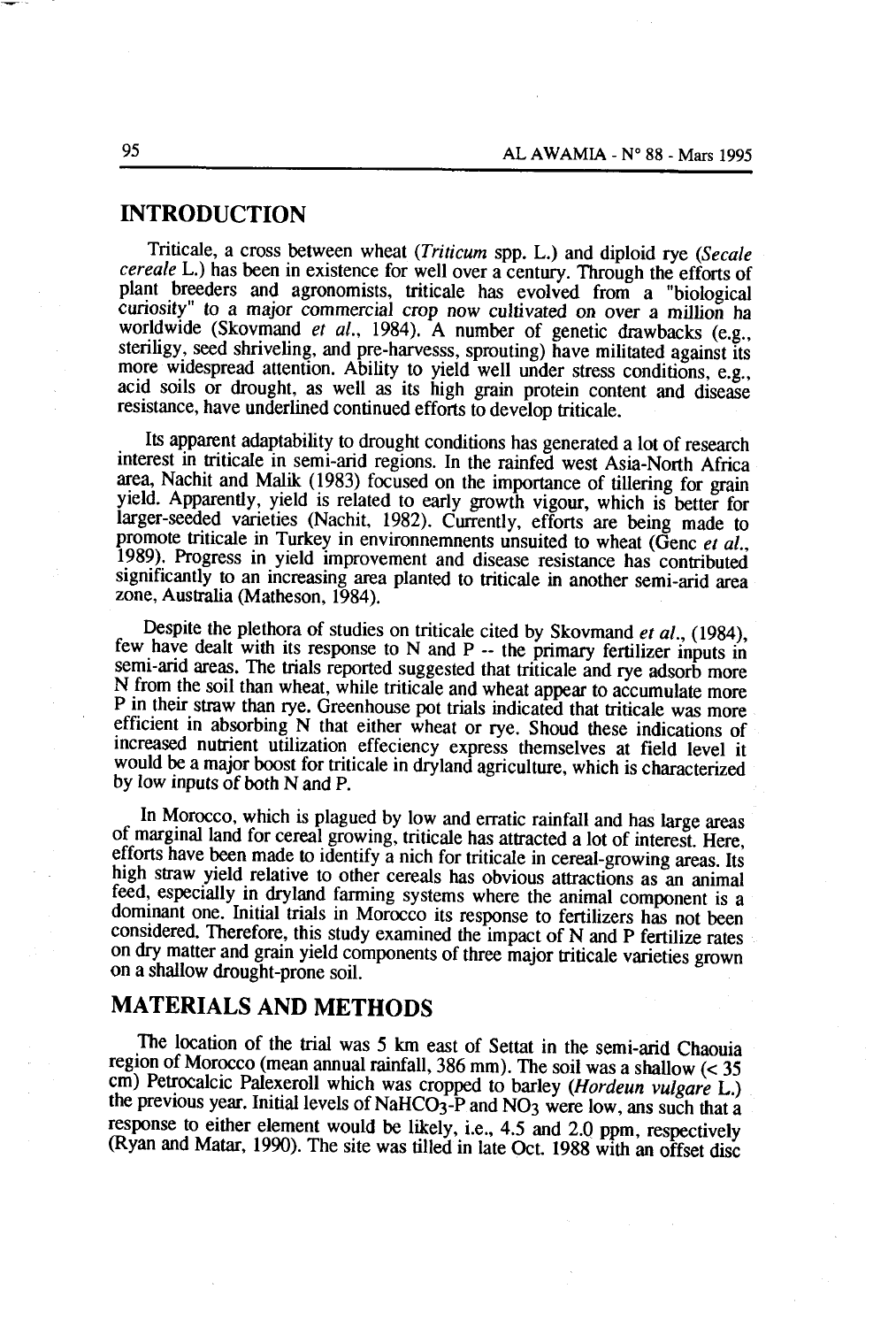## INTRODUCTION

Triticale, a cross between wheat (*Triticum* spp. L.) and diploid rye (*Secale cereale* L.) has been in existence for well over a century. Through the efforts of plant breeders and agronomists, triticale has evolved from a "biological curiosity" to a major commercial crop now cultivated on over a million ha worldwide (Skovmand *et al.*, 1984). A number of genetic drawbacks (e.g., steriligy, seed shriveling, and pre-harvesss, sprouting) have militated against its more widespread attention. Ability to yield well under stress conditions, e.g., acid soils or drought, as well as its high grain protein content and disease resistance, have underlined continued efforts to develop triticale.

Its apparent adaptability to drought conditions has generated a lot of research interest in triticale in semi-arid regions. In the rainfed west Asia-North Africa area, Nachit and Malik (1983) focused on the importance of tillering for grain yield. Apparently, yield is related to early growth vigour, which is better for larger-seeded varieties (Nachit, 1982). Currently, efforts are being made to promote triticale in Turkey in environnemnents unsuited to wheat (Genc *et al.*, 1989). Progress in yield improvement and disease resistance has contributed significantly to an increasing area planted to triticale in another semi-arid area zone, Australia (Matheson, 1984).

Despite the plethora of studies on triticale cited by Skovmand *et al.*, (1984), few have dealt with its response to N and P -- the primary fertilizer inputs in semi-arid areas. The trials reported suggested that triticale and rye adsorb more N from the soil than wheat, while triticale and wheat appear to accumulate more P in their straw than rye. Greenhouse pot trials indicated that triticale was more efficient in absorbing N that either wheat or rye. Shoud these indications of increased nutrient utilization effeciency express themselves at field level it would be a major boost for triticale in dryland agriculture, which is characterized by low inputs of both N and P.

In Morocco, which is plagued by low and erratic rainfall and has large areas of marginal land for cereal growing, triticale has attracted a lot of interest. Here, efforts have been made to identify a nich for triticale in cereal-growing areas. Its high straw yield relative to other cereals has obvious attractions as an animal feed, especially in dryland farming systems where the animal component is a dominant one. Initial trials in Morocco its response to fertilizers has not been considered. Therefore, this study examined the impact of N and P fertilize rates on dry matter and grain yield components of three major triticale varieties grown on a shallow drought-prone soil.

## MATERIALS AND METHODS

The location of the trial was 5 km east of Settat in the semi-arid Chaouia region of Morocco (mean annual rainfall, 386 mm). The soil was a shallow (< 35 cm) Petrocalcic Palexeroll which was cropped to barley (*Hordeun vulgare* L.) the previous year. Initial levels of $NaHCO_3$-P and $NO_3$ were low, ans such that a response to either element would be likely, i.e., 4.5 and 2.0 ppm, respectively (Ryan and Matar, 1990). The site was tilled in late Oct. 1988 with an offset disc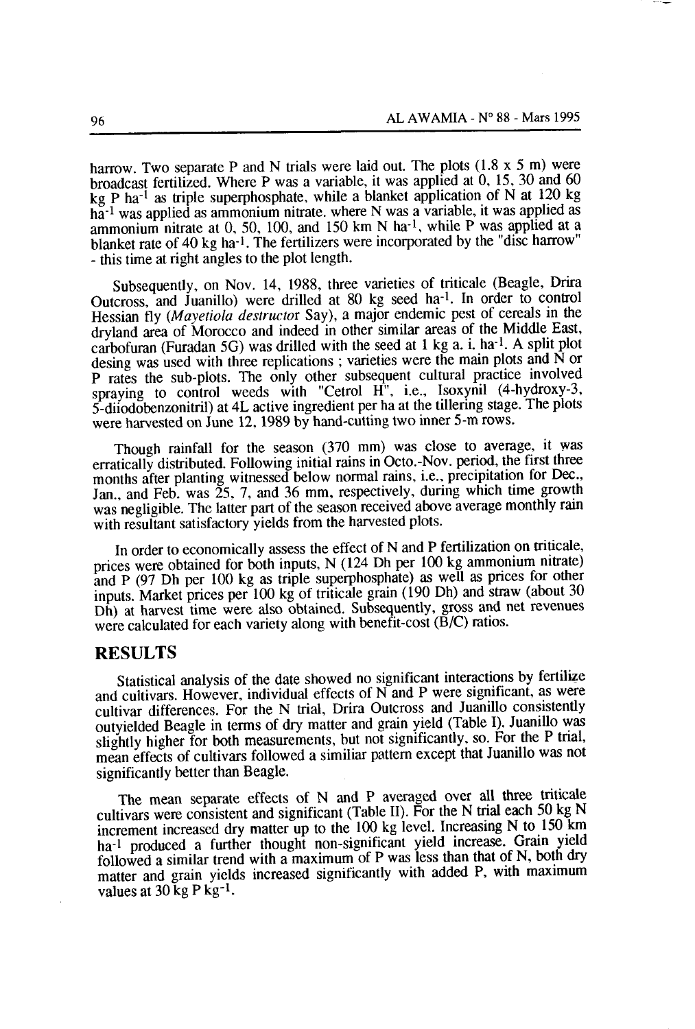harrow. Two separate P and N trials were laid out. The plots (1.8 x 5 m) were broadcast fertilized. Where P was a variable, it was applied at 0, 15, 30 and 60 kg P $ha^{-1}$ as triple superphosphate, while a blanket application of N at 120 kg $ha^{-1}$ was applied as ammonium nitrate. where N was a variable, it was applied as ammonium nitrate at 0, 50, 100, and 150 km N $ha^{-1}$, while P was applied at a blanket rate of 40 kg $ha^{-1}$. The fertilizers were incorporated by the "disc harrow" - this time at right angles to the plot length.

Subsequently, on Nov. 14, 1988, three varieties of triticale (Beagle, Drira Outcross, and Juanillo) were drilled at 80 kg seed $ha^{-1}$. In order to control Hessian fly (*Mayetiola destructor* Say), a major endemic pest of cereals in the dryland area of Morocco and indeed in other similar areas of the Middle East, carbofuran (Furadan 5G) was drilled with the seed at 1 kg a. i. $ha^{-1}$. A split plot desing was used with three replications ; varieties were the main plots and N or P rates the sub-plots. The only other subsequent cultural practice involved spraying to control weeds with "Cetrol H", i.e., Isoxynil (4-hydroxy-3, 5-diiodobenzonitril) at 4L active ingredient per ha at the tillering stage. The plots were harvested on June 12, 1989 by hand-cutting two inner 5-m rows.

Though rainfall for the season (370 mm) was close to average, it was erratically distributed. Following initial rains in Octo.-Nov. period, the first three months after planting witnessed below normal rains, i.e., precipitation for Dec., Jan., and Feb. was 25, 7, and 36 mm, respectively, during which time growth was negligible. The latter part of the season received above average monthly rain with resultant satisfactory yields from the harvested plots.

In order to economically assess the effect of N and P fertilization on triticale, prices were obtained for both inputs, N (124 Dh per 100 kg ammonium nitrate) and P (97 Dh per 100 kg as triple superphosphate) as well as prices for other inputs. Market prices per 100 kg of triticale grain (190 Dh) and straw (about 30 Dh) at harvest time were also obtained. Subsequently, gross and net revenues were calculated for each variety along with benefit-cost (B/C) ratios.

## RESULTS

Statistical analysis of the date showed no significant interactions by fertilize and cultivars. However, individual effects of N and P were significant, as were cultivar differences. For the N trial, Drira Outcross and Juanillo consistently outyielded Beagle in terms of dry matter and grain yield (Table I). Juanillo was slightly higher for both measurements, but not significantly, so. For the P trial, mean effects of cultivars followed a similiar pattern except that Juanillo was not significantly better than Beagle.

The mean separate effects of N and P averaged over all three triticale cultivars were consistent and significant (Table II). For the N trial each 50 kg N increment increased dry matter up to the 100 kg level. Increasing N to 150 km $ha^{-1}$ produced a further thought non-significant yield increase. Grain yield followed a similar trend with a maximum of P was less than that of N, both dry matter and grain yields increased significantly with added P, with maximum values at 30 kg P $kg^{-1}$.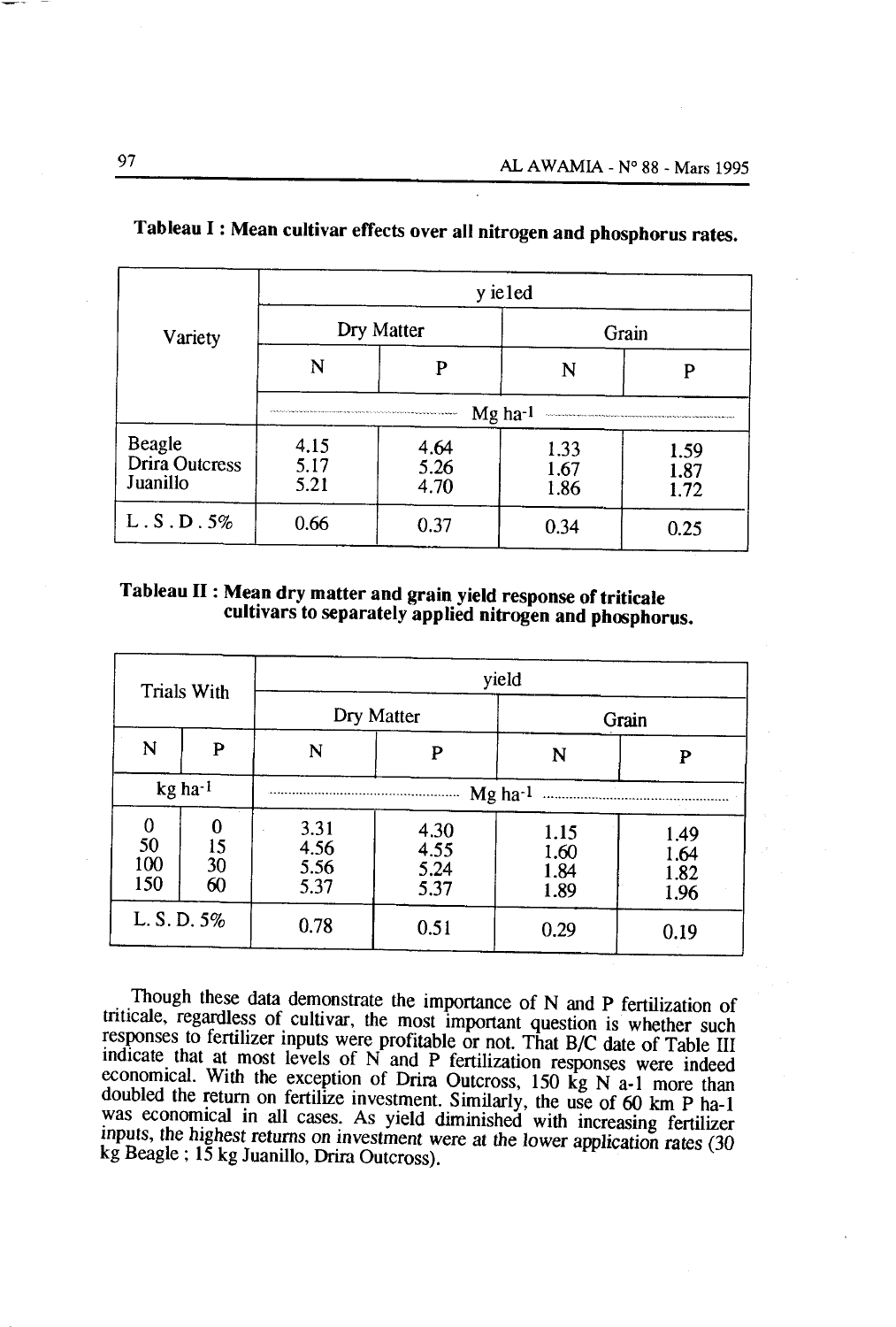**Tableau I : Mean cultivar effects over all nitrogen and phosphorus rates.**

| Variety | y ie led | | | |
|---|---|---|---|---|
| | Dry Matter | | Grain | |
| | N | P | N | P |
| | Mg ha-1 | | | |
| Beagle | 4.15 | 4.64 | 1.33 | 1.59 |
| Drira Outcress | 5.17 | 5.26 | 1.67 | 1.87 |
| Juanillo | 5.21 | 4.70 | 1.86 | 1.72 |
| L . S . D . 5% | 0.66 | 0.37 | 0.34 | 0.25 |

**Tableau II : Mean dry matter and grain yield response of triticale cultivars to separately applied nitrogen and phosphorus.**

| Trials With | | yield | | | |
|---|---|---|---|---|---|
| | | Dry Matter | | Grain | |
| N | P | N | P | N | P |
| kg ha-1 | | Mg ha-1 | | | |
| 0 | 0 | 3.31 | 4.30 | 1.15 | 1.49 |
| 50 | 15 | 4.56 | 4.55 | 1.60 | 1.64 |
| 100 | 30 | 5.56 | 5.24 | 1.84 | 1.82 |
| 150 | 60 | 5.37 | 5.37 | 1.89 | 1.96 |
| L. S. D. 5% | | 0.78 | 0.51 | 0.29 | 0.19 |

Though these data demonstrate the importance of N and P fertilization of triticale, regardless of cultivar, the most important question is whether such responses to fertilizer inputs were profitable or not. That B/C date of Table III indicate that at most levels of N and P fertilization responses were indeed economical. With the exception of Drira Outcross, 150 kg N a-1 more than doubled the return on fertilize investment. Similarly, the use of 60 km P ha-1 was economical in all cases. As yield diminished with increasing fertilizer inputs, the highest returns on investment were at the lower application rates (30 kg Beagle ; 15 kg Juanillo, Drira Outcross).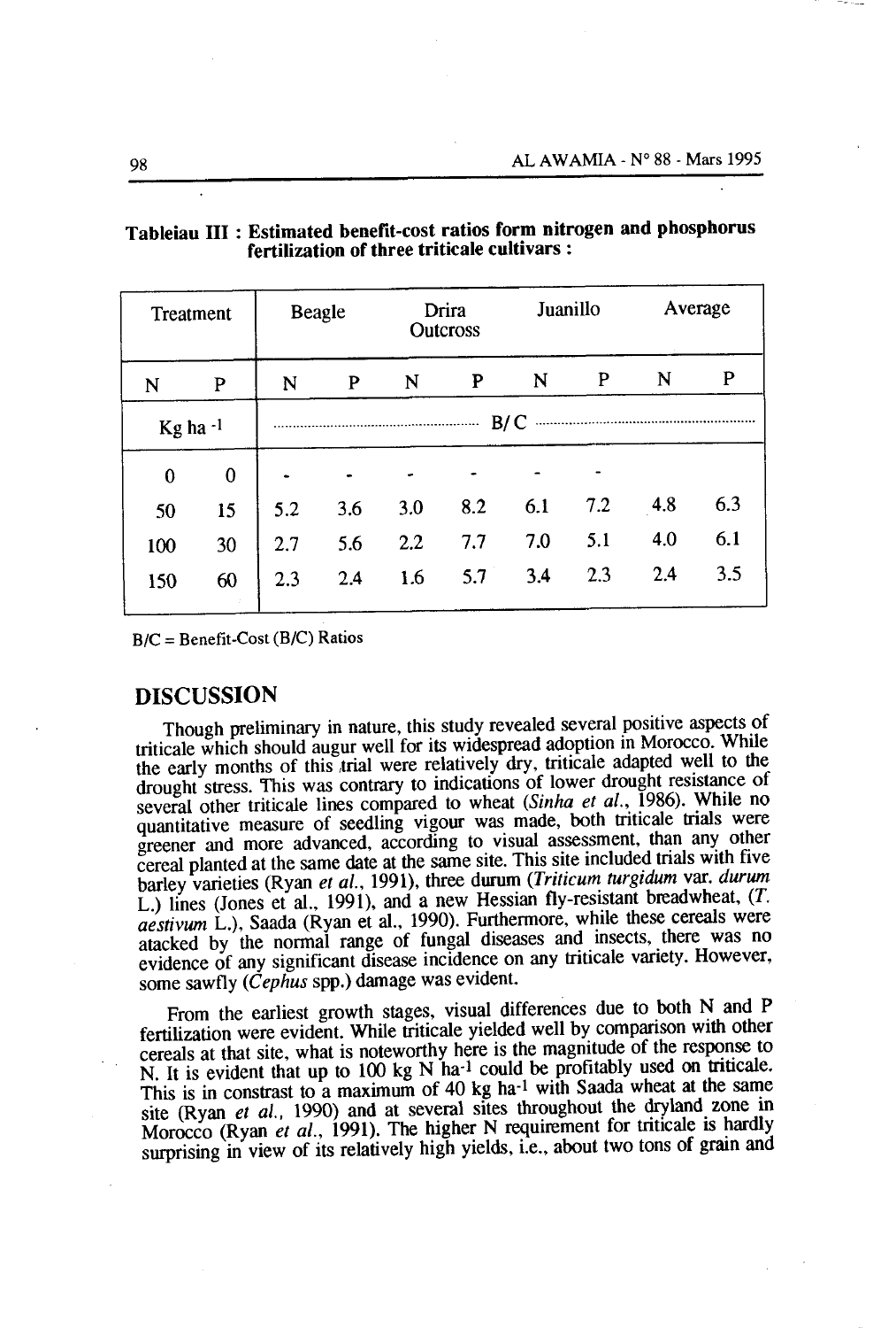**Tableiau III : Estimated benefit-cost ratios form nitrogen and phosphorus fertilization of three triticale cultivars :**

| Treatment | | Beagle | | Drira Outcross | | Juanillo | | Average | |
|---|---|---|---|---|---|---|---|---|---|
| N | P | N | P | N | P | N | P | N | P |
| Kg ha $^{-1}$ | | B/C | | | | | | | |
| 0 | 0 | - | - | - | - | - | - | | |
| 50 | 15 | 5.2 | 3.6 | 3.0 | 8.2 | 6.1 | 7.2 | 4.8 | 6.3 |
| 100 | 30 | 2.7 | 5.6 | 2.2 | 7.7 | 7.0 | 5.1 | 4.0 | 6.1 |
| 150 | 60 | 2.3 | 2.4 | 1.6 | 5.7 | 3.4 | 2.3 | 2.4 | 3.5 |

B/C = Benefit-Cost (B/C) Ratios

## DISCUSSION

Though preliminary in nature, this study revealed several positive aspects of triticale which should augur well for its widespread adoption in Morocco. While the early months of this trial were relatively dry, triticale adapted well to the drought stress. This was contrary to indications of lower drought resistance of several other triticale lines compared to wheat (*Sinha et al.*, 1986). While no quantitative measure of seedling vigour was made, both triticale trials were greener and more advanced, according to visual assessment, than any other cereal planted at the same date at the same site. This site included trials with five barley varieties (Ryan *et al.*, 1991), three durum (*Triticum turgidum* var. *durum* L.) lines (Jones et al., 1991), and a new Hessian fly-resistant breadwheat, (*T. aestivum* L.), Saada (Ryan et al., 1990). Furthermore, while these cereals were atacked by the normal range of fungal diseases and insects, there was no evidence of any significant disease incidence on any triticale variety. However, some sawfly (*Cephus* spp.) damage was evident.

From the earliest growth stages, visual differences due to both N and P fertilization were evident. While triticale yielded well by comparison with other cereals at that site, what is noteworthy here is the magnitude of the response to N. It is evident that up to 100 kg N ha$^{-1}$ could be profitably used on triticale. This is in constrast to a maximum of 40 kg ha$^{-1}$ with Saada wheat at the same site (Ryan *et al.*, 1990) and at several sites throughout the dryland zone in Morocco (Ryan *et al.*, 1991). The higher N requirement for triticale is hardly surprising in view of its relatively high yields, i.e., about two tons of grain and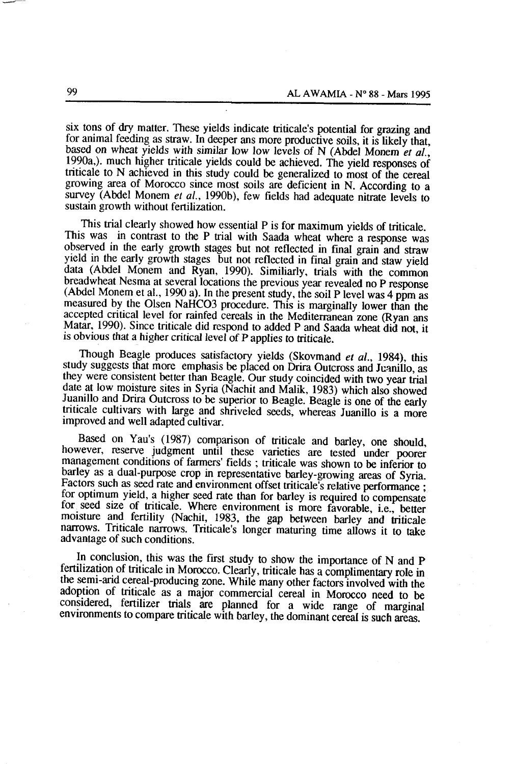six tons of dry matter. These yields indicate triticale's potential for grazing and for animal feeding as straw. In deeper ans more productive soils, it is likely that, based on wheat yields with similar low low levels of N (Abdel Monem *et al.*, 1990a,). much higher triticale yields could be achieved. The yield responses of triticale to N achieved in this study could be generalized to most of the cereal growing area of Morocco since most soils are deficient in N. According to a survey (Abdel Monem *et al.*, 1990b), few fields had adequate nitrate levels to sustain growth without fertilization.

This trial clearly showed how essential P is for maximum yields of triticale. This was in contrast to the P trial with Saada wheat where a response was observed in the early growth stages but not reflected in final grain and straw yield in the early growth stages but not reflected in final grain and staw yield data (Abdel Monem and Ryan, 1990). Similiarly, trials with the common breadwheat Nesma at several locations the previous year revealed no P response (Abdel Monem et al., 1990 a). In the present study, the soil P level was 4 ppm as measured by the Olsen $NaHCO_3$ procedure. This is marginally lower than the accepted critical level for rainfed cereals in the Mediterranean zone (Ryan ans Matar, 1990). Since triticale did respond to added P and Saada wheat did not, it is obvious that a higher critical level of P applies to triticale.

Though Beagle produces satisfactory yields (Skovmand *et al.*, 1984), this study suggests that more emphasis be placed on Drira Outcross and Juanillo, as they were consistent better than Beagle. Our study coincided with two year trial date at low moisture sites in Syria (Nachit and Malik, 1983) which also showed Juanillo and Drira Outcross to be superior to Beagle. Beagle is one of the early triticale cultivars with large and shriveled seeds, whereas Juanillo is a more improved and well adapted cultivar.

Based on Yau's (1987) comparison of triticale and barley, one should, however, reserve judgment until these varieties are tested under poorer management conditions of farmers' fields ; triticale was shown to be inferior to barley as a dual-purpose crop in representative barley-growing areas of Syria. Factors such as seed rate and environment offset triticale's relative performance ; for optimum yield, a higher seed rate than for barley is required to compensate for seed size of triticale. Where environment is more favorable, i.e., better moisture and fertility (Nachit, 1983, the gap between barley and triticale narrows. Triticale narrows. Triticale's longer maturing time allows it to take advantage of such conditions.

In conclusion, this was the first study to show the importance of N and P fertilization of triticale in Morocco. Clearly, triticale has a complimentary role in the semi-arid cereal-producing zone. While many other factors involved with the adoption of triticale as a major commercial cereal in Morocco need to be considered, fertilizer trials are planned for a wide range of marginal environments to compare triticale with barley, the dominant cereal is such areas.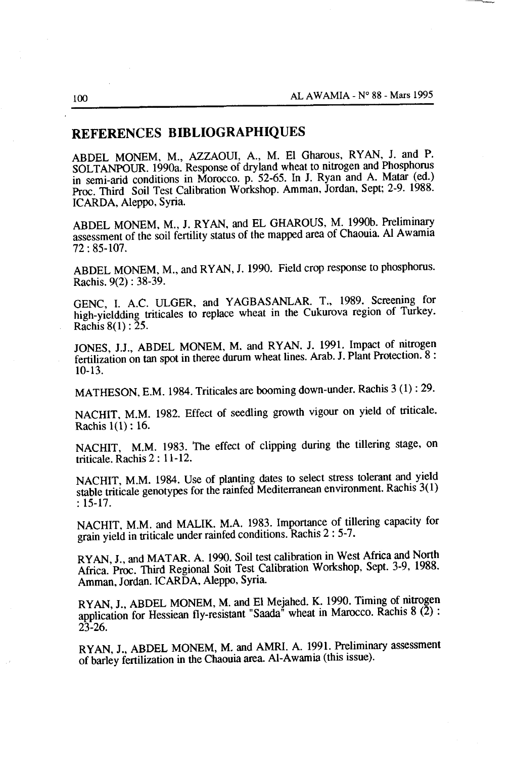## REFERENCES BIBLIOGRAPHIQUES

ABDEL MONEM, M., AZZAOUI, A., M. El Gharous, RYAN, J. and P. SOLTANPOUR. 1990a. Response of dryland wheat to nitrogen and Phosphorus in semi-arid conditions in Morocco. p. 52-65. In J. Ryan and A. Matar (ed.) Proc. Third Soil Test Calibration Workshop. Amman, Jordan, Sept; 2-9. 1988. ICARDA, Aleppo, Syria.

ABDEL MONEM, M., J. RYAN, and EL GHAROUS, M. 1990b. Preliminary assessment of the soil fertility status of the mapped area of Chaouia. Al Awamia 72 : 85-107.

ABDEL MONEM, M., and RYAN, J. 1990. Field crop response to phosphorus. Rachis. 9(2) : 38-39.

GENC, I. A.C. ULGER, and YAGBASANLAR. T., 1989. Screening for high-yieldding triticales to replace wheat in the Cukurova region of Turkey. Rachis 8(1) : 25.

JONES, J.J., ABDEL MONEM, M. and RYAN. J. 1991. Impact of nitrogen fertilization on tan spot in theree durum wheat lines. Arab. J. Plant Protection. 8 : 10-13.

MATHESON, E.M. 1984. Triticales are booming down-under. Rachis 3 (1) : 29.

NACHIT, M.M. 1982. Effect of seedling growth vigour on yield of triticale. Rachis 1(1) : 16.

NACHIT, M.M. 1983. The effect of clipping during the tillering stage, on triticale. Rachis 2 : 11-12.

NACHIT, M.M. 1984. Use of planting dates to select stress tolerant and yield stable triticale genotypes for the rainfed Mediterranean environment. Rachis 3(1) : 15-17.

NACHIT, M.M. and MALIK. M.A. 1983. Importance of tillering capacity for grain yield in triticale under rainfed conditions. Rachis 2 : 5-7.

RYAN, J., and MATAR. A. 1990. Soil test calibration in West Africa and North Africa. Proc. Third Regional Soit Test Calibration Workshop, Sept. 3-9, 1988. Amman, Jordan. ICARDA, Aleppo, Syria.

RYAN, J., ABDEL MONEM, M. and El Mejahed. K. 1990. Timing of nitrogen application for Hessiean fly-resistant "Saada" wheat in Marocco. Rachis 8 (2) : 23-26.

RYAN, J., ABDEL MONEM, M. and AMRI. A. 1991. Preliminary assessment of barley fertilization in the Chaouia area. Al-Awamia (this issue).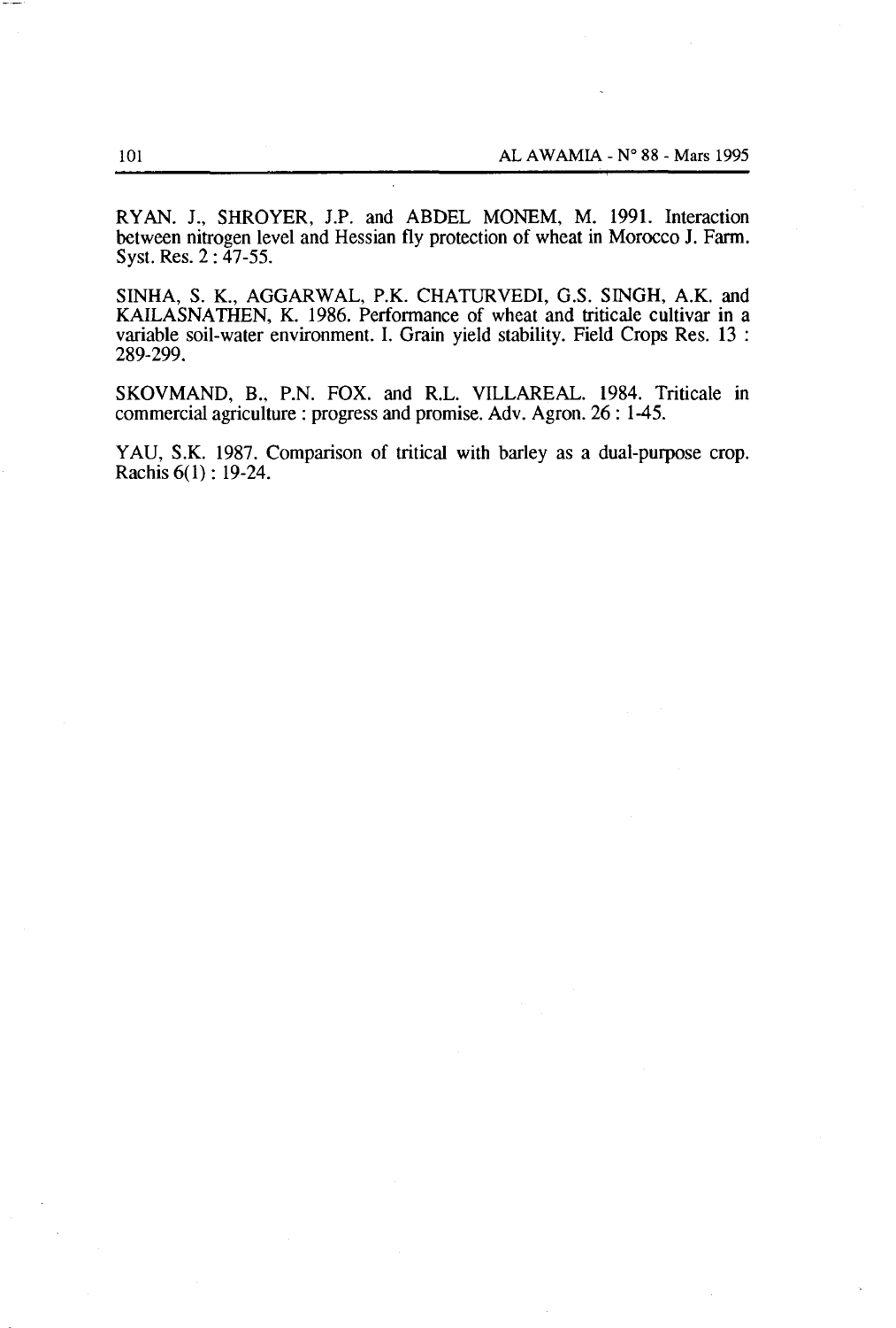RYAN. J., SHROYER, J.P. and ABDEL MONEM, M. 1991. Interaction between nitrogen level and Hessian fly protection of wheat in Morocco J. Farm. Syst. Res. 2 : 47-55.

SINHA, S. K., AGGARWAL, P.K. CHATURVEDI, G.S. SINGH, A.K. and KAILASNATHEN, K. 1986. Performance of wheat and triticale cultivar in a variable soil-water environment. I. Grain yield stability. Field Crops Res. 13 : 289-299.

SKOVMAND, B., P.N. FOX. and R.L. VILLAREAL. 1984. Triticale in commercial agriculture : progress and promise. Adv. Agron. 26 : 1-45.

YAU, S.K. 1987. Comparison of tritical with barley as a dual-purpose crop. Rachis 6(1) : 19-24.